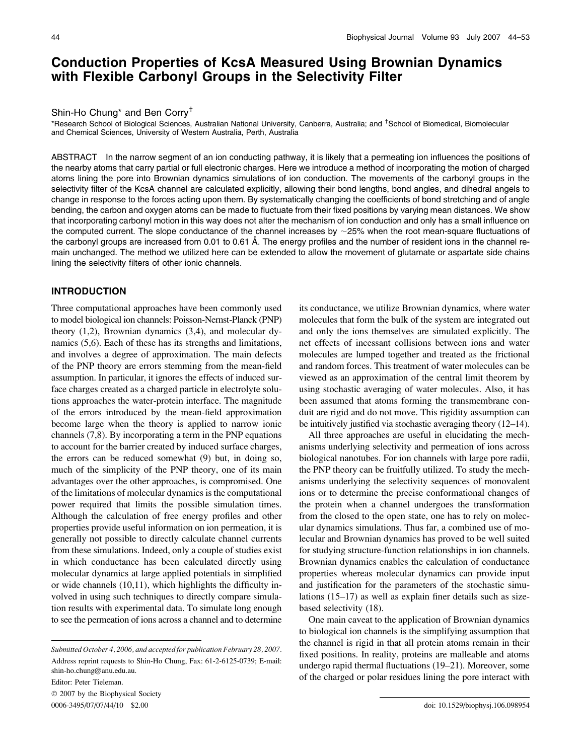# Conduction Properties of KcsA Measured Using Brownian Dynamics with Flexible Carbonyl Groups in the Selectivity Filter

Shin-Ho Chung* and Ben Corry†

*Research School of Biological Sciences, Australian National University, Canberra, Australia; and †School of Biomedical, Biomolecular and Chemical Sciences, University of Western Australia, Perth, Australia

ABSTRACT In the narrow segment of an ion conducting pathway, it is likely that a permeating ion influences the positions of the nearby atoms that carry partial or full electronic charges. Here we introduce a method of incorporating the motion of charged atoms lining the pore into Brownian dynamics simulations of ion conduction. The movements of the carbonyl groups in the selectivity filter of the KcsA channel are calculated explicitly, allowing their bond lengths, bond angles, and dihedral angels to change in response to the forces acting upon them. By systematically changing the coefficients of bond stretching and of angle bending, the carbon and oxygen atoms can be made to fluctuate from their fixed positions by varying mean distances. We show that incorporating carbonyl motion in this way does not alter the mechanism of ion conduction and only has a small influence on the computed current. The slope conductance of the channel increases by ~25% when the root mean-square fluctuations of the carbonyl groups are increased from 0.01 to 0.61 Å. The energy profiles and the number of resident ions in the channel remain unchanged. The method we utilized here can be extended to allow the movement of glutamate or aspartate side chains lining the selectivity filters of other ionic channels.

## INTRODUCTION

Three computational approaches have been commonly used to model biological ion channels: Poisson-Nernst-Planck (PNP) theory (1,2), Brownian dynamics (3,4), and molecular dynamics (5,6). Each of these has its strengths and limitations, and involves a degree of approximation. The main defects of the PNP theory are errors stemming from the mean-field assumption. In particular, it ignores the effects of induced surface charges created as a charged particle in electrolyte solutions approaches the water-protein interface. The magnitude of the errors introduced by the mean-field approximation become large when the theory is applied to narrow ionic channels (7,8). By incorporating a term in the PNP equations to account for the barrier created by induced surface charges, the errors can be reduced somewhat (9) but, in doing so, much of the simplicity of the PNP theory, one of its main advantages over the other approaches, is compromised. One of the limitations of molecular dynamics is the computational power required that limits the possible simulation times. Although the calculation of free energy profiles and other properties provide useful information on ion permeation, it is generally not possible to directly calculate channel currents from these simulations. Indeed, only a couple of studies exist in which conductance has been calculated directly using molecular dynamics at large applied potentials in simplified or wide channels (10,11), which highlights the difficulty involved in using such techniques to directly compare simulation results with experimental data. To simulate long enough to see the permeation of ions across a channel and to determine its conductance, we utilize Brownian dynamics, where water molecules that form the bulk of the system are integrated out and only the ions themselves are simulated explicitly. The net effects of incessant collisions between ions and water molecules are lumped together and treated as the frictional and random forces. This treatment of water molecules can be viewed as an approximation of the central limit theorem by using stochastic averaging of water molecules. Also, it has been assumed that atoms forming the transmembrane conduit are rigid and do not move. This rigidity assumption can be intuitively justified via stochastic averaging theory (12–14).

All three approaches are useful in elucidating the mechanisms underlying selectivity and permeation of ions across biological nanotubes. For ion channels with large pore radii, the PNP theory can be fruitfully utilized. To study the mechanisms underlying the selectivity sequences of monovalent ions or to determine the precise conformational changes of the protein when a channel undergoes the transformation from the closed to the open state, one has to rely on molecular dynamics simulations. Thus far, a combined use of molecular and Brownian dynamics has proved to be well suited for studying structure-function relationships in ion channels. Brownian dynamics enables the calculation of conductance properties whereas molecular dynamics can provide input and justification for the parameters of the stochastic simulations (15–17) as well as explain finer details such as size-based selectivity (18).

One main caveat to the application of Brownian dynamics to biological ion channels is the simplifying assumption that the channel is rigid in that all protein atoms remain in their fixed positions. In reality, proteins are malleable and atoms undergo rapid thermal fluctuations (19–21). Moreover, some of the charged or polar residues lining the pore interact with

*Submitted October 4, 2006, and accepted for publication February 28, 2007.*

Address reprint requests to Shin-Ho Chung, Fax: 61-2-6125-0739; E-mail: shin-ho.chung@anu.edu.au.

Editor: Peter Tieleman.

© 2007 by the Biophysical Society

0006-3495/07/07/44/10 $2.00

doi: 10.1529/biophysj.106.098954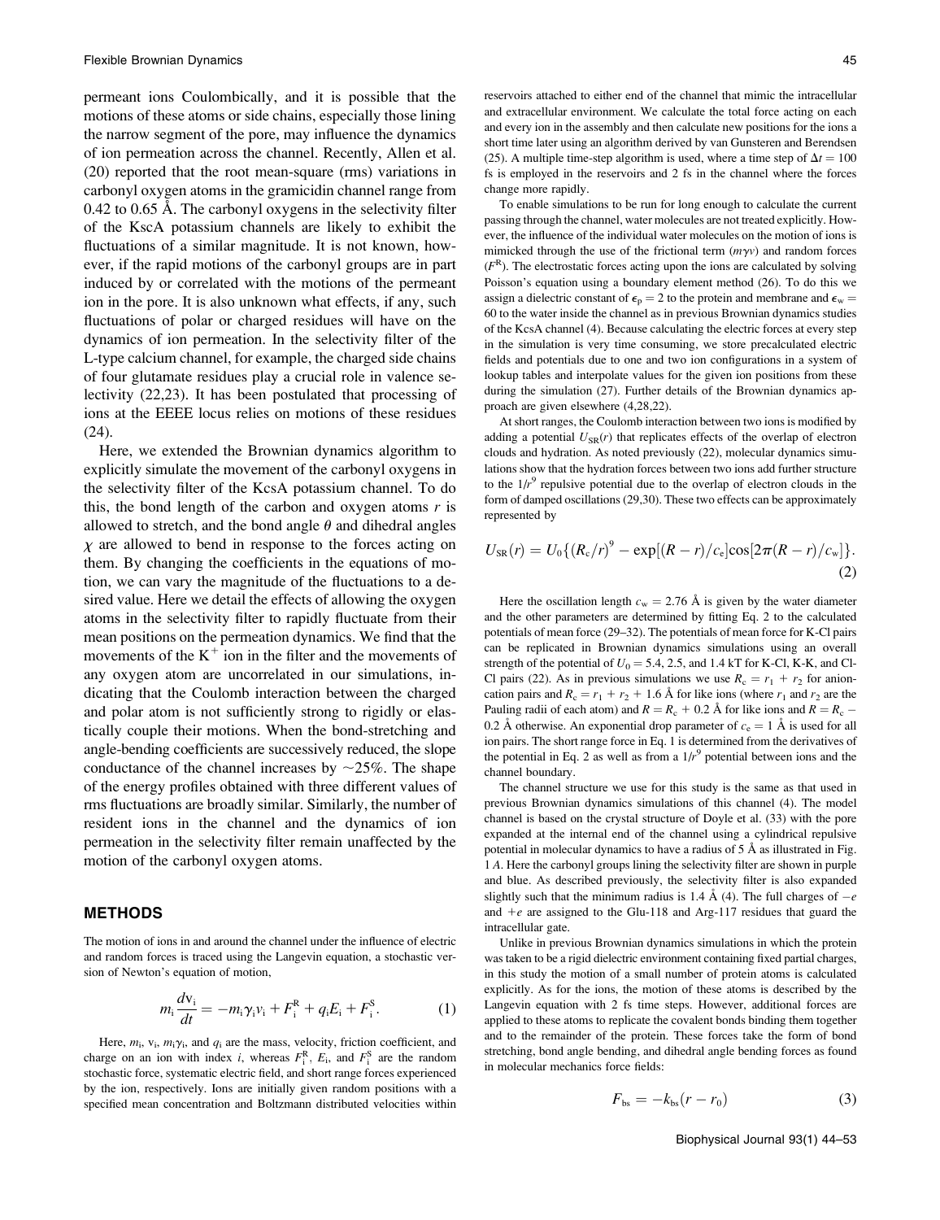permeant ions Coulombically, and it is possible that the motions of these atoms or side chains, especially those lining the narrow segment of the pore, may influence the dynamics of ion permeation across the channel. Recently, Allen et al. (20) reported that the root mean-square (rms) variations in carbonyl oxygen atoms in the gramicidin channel range from 0.42 to 0.65 Å. The carbonyl oxygens in the selectivity filter of the KscA potassium channels are likely to exhibit the fluctuations of a similar magnitude. It is not known, however, if the rapid motions of the carbonyl groups are in part induced by or correlated with the motions of the permeant ion in the pore. It is also unknown what effects, if any, such fluctuations of polar or charged residues will have on the dynamics of ion permeation. In the selectivity filter of the L-type calcium channel, for example, the charged side chains of four glutamate residues play a crucial role in valence selectivity (22,23). It has been postulated that processing of ions at the EEEE locus relies on motions of these residues (24).

Here, we extended the Brownian dynamics algorithm to explicitly simulate the movement of the carbonyl oxygens in the selectivity filter of the KcsA potassium channel. To do this, the bond length of the carbon and oxygen atoms $r$ is allowed to stretch, and the bond angle $\theta$ and dihedral angles $\chi$ are allowed to bend in response to the forces acting on them. By changing the coefficients in the equations of motion, we can vary the magnitude of the fluctuations to a desired value. Here we detail the effects of allowing the oxygen atoms in the selectivity filter to rapidly fluctuate from their mean positions on the permeation dynamics. We find that the movements of the $K^+$ ion in the filter and the movements of any oxygen atom are uncorrelated in our simulations, indicating that the Coulomb interaction between the charged and polar atom is not sufficiently strong to rigidly or elastically couple their motions. When the bond-stretching and angle-bending coefficients are successively reduced, the slope conductance of the channel increases by ~25%. The shape of the energy profiles obtained with three different values of rms fluctuations are broadly similar. Similarly, the number of resident ions in the channel and the dynamics of ion permeation in the selectivity filter remain unaffected by the motion of the carbonyl oxygen atoms.

## METHODS

The motion of ions in and around the channel under the influence of electric and random forces is traced using the Langevin equation, a stochastic version of Newton's equation of motion,

$$m_i \frac{dv_i}{dt} = -m_i \gamma_i v_i + F_i^R + q_i E_i + F_i^S. \tag{1}$$

Here, $m_i$, $v_i$, $m_i\gamma_i$, and $q_i$ are the mass, velocity, friction coefficient, and charge on an ion with index $i$, whereas $F_i^R$, $E_i$, and $F_i^S$ are the random stochastic force, systematic electric field, and short range forces experienced by the ion, respectively. Ions are initially given random positions with a specified mean concentration and Boltzmann distributed velocities within reservoirs attached to either end of the channel that mimic the intracellular and extracellular environment. We calculate the total force acting on each and every ion in the assembly and then calculate new positions for the ions a short time later using an algorithm derived by van Gunsteren and Berendsen (25). A multiple time-step algorithm is used, where a time step of $\Delta t = 100$ fs is employed in the reservoirs and 2 fs in the channel where the forces change more rapidly.

To enable simulations to be run for long enough to calculate the current passing through the channel, water molecules are not treated explicitly. However, the influence of the individual water molecules on the motion of ions is mimicked through the use of the frictional term ($m\gamma v$) and random forces ($F^R$). The electrostatic forces acting upon the ions are calculated by solving Poisson's equation using a boundary element method (26). To do this we assign a dielectric constant of $\epsilon_p = 2$ to the protein and membrane and $\epsilon_w = 60$ to the water inside the channel as in previous Brownian dynamics studies of the KcsA channel (4). Because calculating the electric forces at every step in the simulation is very time consuming, we store precalculated electric fields and potentials due to one and two ion configurations in a system of lookup tables and interpolate values for the given ion positions from these during the simulation (27). Further details of the Brownian dynamics approach are given elsewhere (4,28,22).

At short ranges, the Coulomb interaction between two ions is modified by adding a potential $U_{SR}(r)$ that replicates effects of the overlap of electron clouds and hydration. As noted previously (22), molecular dynamics simulations show that the hydration forces between two ions add further structure to the $1/r^9$ repulsive potential due to the overlap of electron clouds in the form of damped oscillations (29,30). These two effects can be approximately represented by

$$U_{SR}(r) = U_0\{(R_c/r)^9 - \exp[(R-r)/c_e]\cos[2\pi(R-r)/c_w]\}. \tag{2}$$

Here the oscillation length $c_w = 2.76$ Å is given by the water diameter and the other parameters are determined by fitting Eq. 2 to the calculated potentials of mean force (29–32). The potentials of mean force for K-Cl pairs can be replicated in Brownian dynamics simulations using an overall strength of the potential of $U_0 = 5.4$, 2.5, and 1.4 kT for K-Cl, K-K, and Cl-Cl pairs (22). As in previous simulations we use $R_c = r_1 + r_2$ for anion-cation pairs and $R_c = r_1 + r_2 + 1.6$ Å for like ions (where $r_1$ and $r_2$ are the Pauling radii of each atom) and $R = R_c + 0.2$ Å for like ions and $R = R_c - 0.2$ Å otherwise. An exponential drop parameter of $c_e = 1$ Å is used for all ion pairs. The short range force in Eq. 1 is determined from the derivatives of the potential in Eq. 2 as well as from a $1/r^9$ potential between ions and the channel boundary.

The channel structure we use for this study is the same as that used in previous Brownian dynamics simulations of this channel (4). The model channel is based on the crystal structure of Doyle et al. (33) with the pore expanded at the internal end of the channel using a cylindrical repulsive potential in molecular dynamics to have a radius of 5 Å as illustrated in Fig. 1 *A*. Here the carbonyl groups lining the selectivity filter are shown in purple and blue. As described previously, the selectivity filter is also expanded slightly such that the minimum radius is 1.4 Å (4). The full charges of $-e$ and $+e$ are assigned to the Glu-118 and Arg-117 residues that guard the intracellular gate.

Unlike in previous Brownian dynamics simulations in which the protein was taken to be a rigid dielectric environment containing fixed partial charges, in this study the motion of a small number of protein atoms is calculated explicitly. As for the ions, the motion of these atoms is described by the Langevin equation with 2 fs time steps. However, additional forces are applied to these atoms to replicate the covalent bonds binding them together and to the remainder of the protein. These forces take the form of bond stretching, bond angle bending, and dihedral angle bending forces as found in molecular mechanics force fields:

$$F_{bs} = -k_{bs}(r - r_0) \tag{3}$$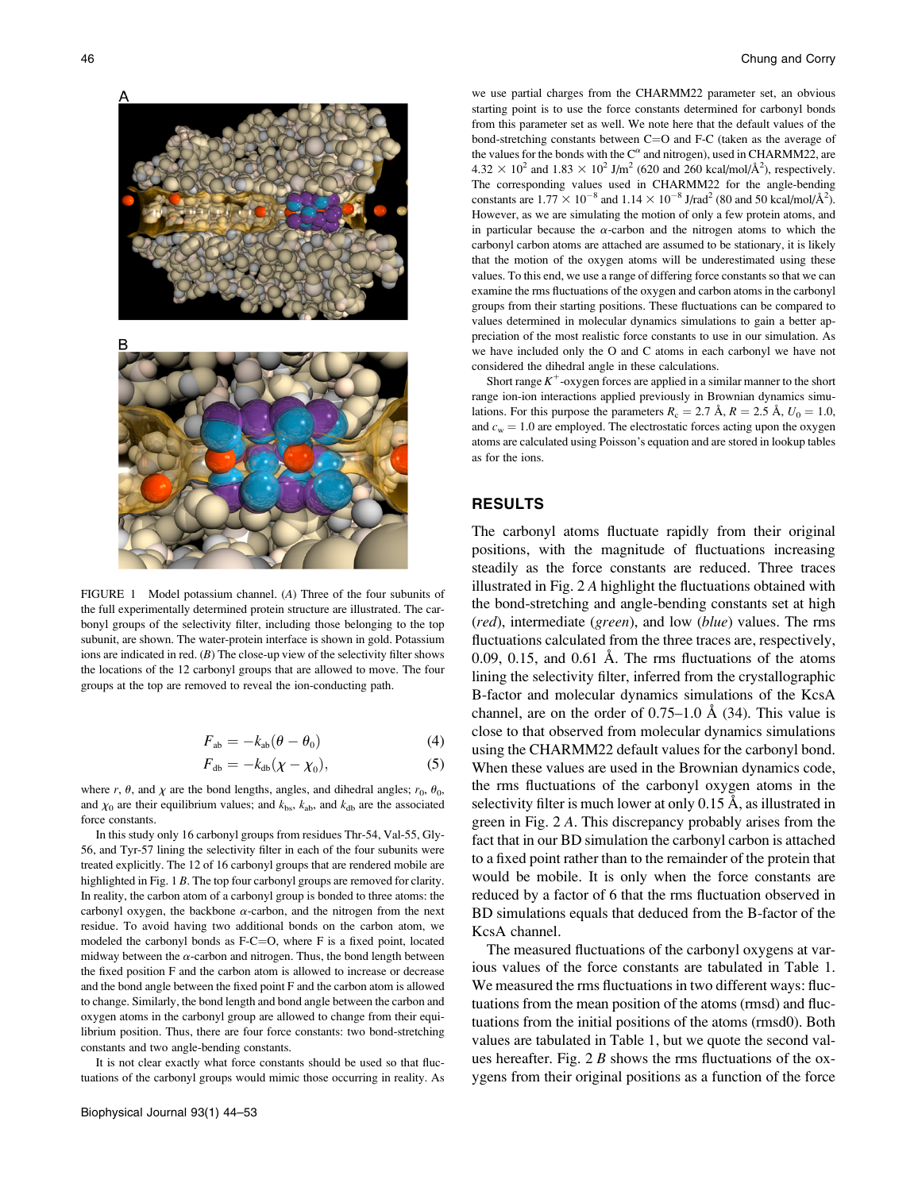FIGURE 1 Model potassium channel. (*A*) Three of the four subunits of the full experimentally determined protein structure are illustrated. The carbonyl groups of the selectivity filter, including those belonging to the top subunit, are shown. The water-protein interface is shown in gold. Potassium ions are indicated in red. (*B*) The close-up view of the selectivity filter shows the locations of the 12 carbonyl groups that are allowed to move. The four groups at the top are removed to reveal the ion-conducting path.

$$F_{ab} = -k_{ab}(\theta - \theta_0) \tag{4}$$

$$F_{db} = -k_{db}(\chi - \chi_0), \tag{5}$$

where $r$, $\theta$, and $\chi$ are the bond lengths, angles, and dihedral angles; $r_0$, $\theta_0$, and $\chi_0$ are their equilibrium values; and $k_{bs}$, $k_{ab}$, and $k_{db}$ are the associated force constants.

In this study only 16 carbonyl groups from residues Thr-54, Val-55, Gly-56, and Tyr-57 lining the selectivity filter in each of the four subunits were treated explicitly. The 12 of 16 carbonyl groups that are rendered mobile are highlighted in Fig. 1 *B*. The top four carbonyl groups are removed for clarity. In reality, the carbon atom of a carbonyl group is bonded to three atoms: the carbonyl oxygen, the backbone $\alpha$-carbon, and the nitrogen from the next residue. To avoid having two additional bonds on the carbon atom, we modeled the carbonyl bonds as F-C=O, where F is a fixed point, located midway between the $\alpha$-carbon and nitrogen. Thus, the bond length between the fixed position F and the carbon atom is allowed to increase or decrease and the bond angle between the fixed point F and the carbon atom is allowed to change. Similarly, the bond length and bond angle between the carbon and oxygen atoms in the carbonyl group are allowed to change from their equilibrium position. Thus, there are four force constants: two bond-stretching constants and two angle-bending constants.

It is not clear exactly what force constants should be used so that fluctuations of the carbonyl groups would mimic those occurring in reality. As we use partial charges from the CHARMM22 parameter set, an obvious starting point is to use the force constants determined for carbonyl bonds from this parameter set as well. We note here that the default values of the bond-stretching constants between C=O and F-C (taken as the average of the values for the bonds with the $C^{\alpha}$ and nitrogen), used in CHARMM22, are $4.32 \times 10^2$ and $1.83 \times 10^2$ J/m$^2$ (620 and 260 kcal/mol/Å$^2$), respectively. The corresponding values used in CHARMM22 for the angle-bending constants are $1.77 \times 10^{-8}$ and $1.14 \times 10^{-8}$ J/rad$^2$ (80 and 50 kcal/mol/Å$^2$). However, as we are simulating the motion of only a few protein atoms, and in particular because the $\alpha$-carbon and the nitrogen atoms to which the carbonyl carbon atoms are attached are assumed to be stationary, it is likely that the motion of the oxygen atoms will be underestimated using these values. To this end, we use a range of differing force constants so that we can examine the rms fluctuations of the oxygen and carbon atoms in the carbonyl groups from their starting positions. These fluctuations can be compared to values determined in molecular dynamics simulations to gain a better appreciation of the most realistic force constants to use in our simulation. As we have included only the O and C atoms in each carbonyl we have not considered the dihedral angle in these calculations.

Short range $K^+$-oxygen forces are applied in a similar manner to the short range ion-ion interactions applied previously in Brownian dynamics simulations. For this purpose the parameters $R_c = 2.7$ Å, $R = 2.5$ Å, $U_0 = 1.0$, and $c_w = 1.0$ are employed. The electrostatic forces acting upon the oxygen atoms are calculated using Poisson's equation and are stored in lookup tables as for the ions.

## RESULTS

The carbonyl atoms fluctuate rapidly from their original positions, with the magnitude of fluctuations increasing steadily as the force constants are reduced. Three traces illustrated in Fig. 2 *A* highlight the fluctuations obtained with the bond-stretching and angle-bending constants set at high (*red*), intermediate (*green*), and low (*blue*) values. The rms fluctuations calculated from the three traces are, respectively, 0.09, 0.15, and 0.61 Å. The rms fluctuations of the atoms lining the selectivity filter, inferred from the crystallographic B-factor and molecular dynamics simulations of the KcsA channel, are on the order of 0.75–1.0 Å (34). This value is close to that observed from molecular dynamics simulations using the CHARMM22 default values for the carbonyl bond. When these values are used in the Brownian dynamics code, the rms fluctuations of the carbonyl oxygen atoms in the selectivity filter is much lower at only 0.15 Å, as illustrated in green in Fig. 2 *A*. This discrepancy probably arises from the fact that in our BD simulation the carbonyl carbon is attached to a fixed point rather than to the remainder of the protein that would be mobile. It is only when the force constants are reduced by a factor of 6 that the rms fluctuation observed in BD simulations equals that deduced from the B-factor of the KcsA channel.

The measured fluctuations of the carbonyl oxygens at various values of the force constants are tabulated in Table 1. We measured the rms fluctuations in two different ways: fluctuations from the mean position of the atoms (rmsd) and fluctuations from the initial positions of the atoms (rmsd0). Both values are tabulated in Table 1, but we quote the second values hereafter. Fig. 2 *B* shows the rms fluctuations of the oxygens from their original positions as a function of the force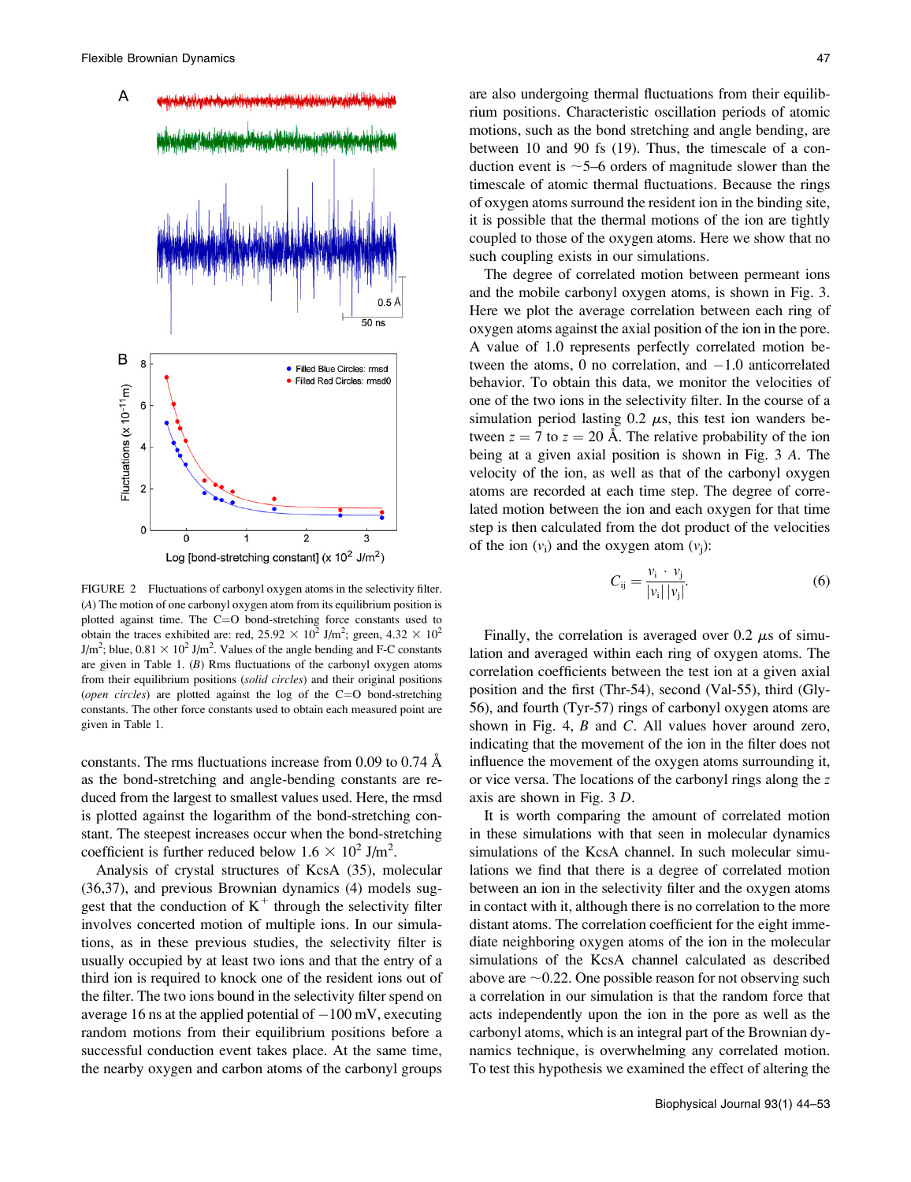FIGURE 2 Fluctuations of carbonyl oxygen atoms in the selectivity filter. (*A*) The motion of one carbonyl oxygen atom from its equilibrium position is plotted against time. The C=O bond-stretching force constants used to obtain the traces exhibited are: red, $25.92 \times 10^2$ J/m$^2$; green, $4.32 \times 10^2$ J/m$^2$; blue, $0.81 \times 10^2$ J/m$^2$. Values of the angle bending and F-C constants are given in Table 1. (*B*) Rms fluctuations of the carbonyl oxygen atoms from their equilibrium positions (*solid circles*) and their original positions (*open circles*) are plotted against the log of the C=O bond-stretching constants. The other force constants used to obtain each measured point are given in Table 1.

constants. The rms fluctuations increase from 0.09 to 0.74 Å as the bond-stretching and angle-bending constants are reduced from the largest to smallest values used. Here, the rmsd is plotted against the logarithm of the bond-stretching constant. The steepest increases occur when the bond-stretching coefficient is further reduced below $1.6 \times 10^2$ J/m$^2$.

Analysis of crystal structures of KcsA (35), molecular (36,37), and previous Brownian dynamics (4) models suggest that the conduction of $K^+$ through the selectivity filter involves concerted motion of multiple ions. In our simulations, as in these previous studies, the selectivity filter is usually occupied by at least two ions and that the entry of a third ion is required to knock one of the resident ions out of the filter. The two ions bound in the selectivity filter spend on average 16 ns at the applied potential of −100 mV, executing random motions from their equilibrium positions before a successful conduction event takes place. At the same time, the nearby oxygen and carbon atoms of the carbonyl groups are also undergoing thermal fluctuations from their equilibrium positions. Characteristic oscillation periods of atomic motions, such as the bond stretching and angle bending, are between 10 and 90 fs (19). Thus, the timescale of a conduction event is ~5–6 orders of magnitude slower than the timescale of atomic thermal fluctuations. Because the rings of oxygen atoms surround the resident ion in the binding site, it is possible that the thermal motions of the ion are tightly coupled to those of the oxygen atoms. Here we show that no such coupling exists in our simulations.

The degree of correlated motion between permeant ions and the mobile carbonyl oxygen atoms, is shown in Fig. 3. Here we plot the average correlation between each ring of oxygen atoms against the axial position of the ion in the pore. A value of 1.0 represents perfectly correlated motion between the atoms, 0 no correlation, and −1.0 anticorrelated behavior. To obtain this data, we monitor the velocities of one of the two ions in the selectivity filter. In the course of a simulation period lasting 0.2 $\mu$s, this test ion wanders between $z = 7$ to $z = 20$ Å. The relative probability of the ion being at a given axial position is shown in Fig. 3 *A*. The velocity of the ion, as well as that of the carbonyl oxygen atoms are recorded at each time step. The degree of correlated motion between the ion and each oxygen for that time step is then calculated from the dot product of the velocities of the ion ($v_i$) and the oxygen atom ($v_j$):

$$C_{ij} = \frac{v_i \cdot v_j}{|v_i|\,|v_j|}. \tag{6}$$

Finally, the correlation is averaged over 0.2 $\mu$s of simulation and averaged within each ring of oxygen atoms. The correlation coefficients between the test ion at a given axial position and the first (Thr-54), second (Val-55), third (Gly-56), and fourth (Tyr-57) rings of carbonyl oxygen atoms are shown in Fig. 4, *B* and *C*. All values hover around zero, indicating that the movement of the ion in the filter does not influence the movement of the oxygen atoms surrounding it, or vice versa. The locations of the carbonyl rings along the $z$ axis are shown in Fig. 3 *D*.

It is worth comparing the amount of correlated motion in these simulations with that seen in molecular dynamics simulations of the KcsA channel. In such molecular simulations we find that there is a degree of correlated motion between an ion in the selectivity filter and the oxygen atoms in contact with it, although there is no correlation to the more distant atoms. The correlation coefficient for the eight immediate neighboring oxygen atoms of the ion in the molecular simulations of the KcsA channel calculated as described above are ~0.22. One possible reason for not observing such a correlation in our simulation is that the random force that acts independently upon the ion in the pore as well as the carbonyl atoms, which is an integral part of the Brownian dynamics technique, is overwhelming any correlated motion. To test this hypothesis we examined the effect of altering the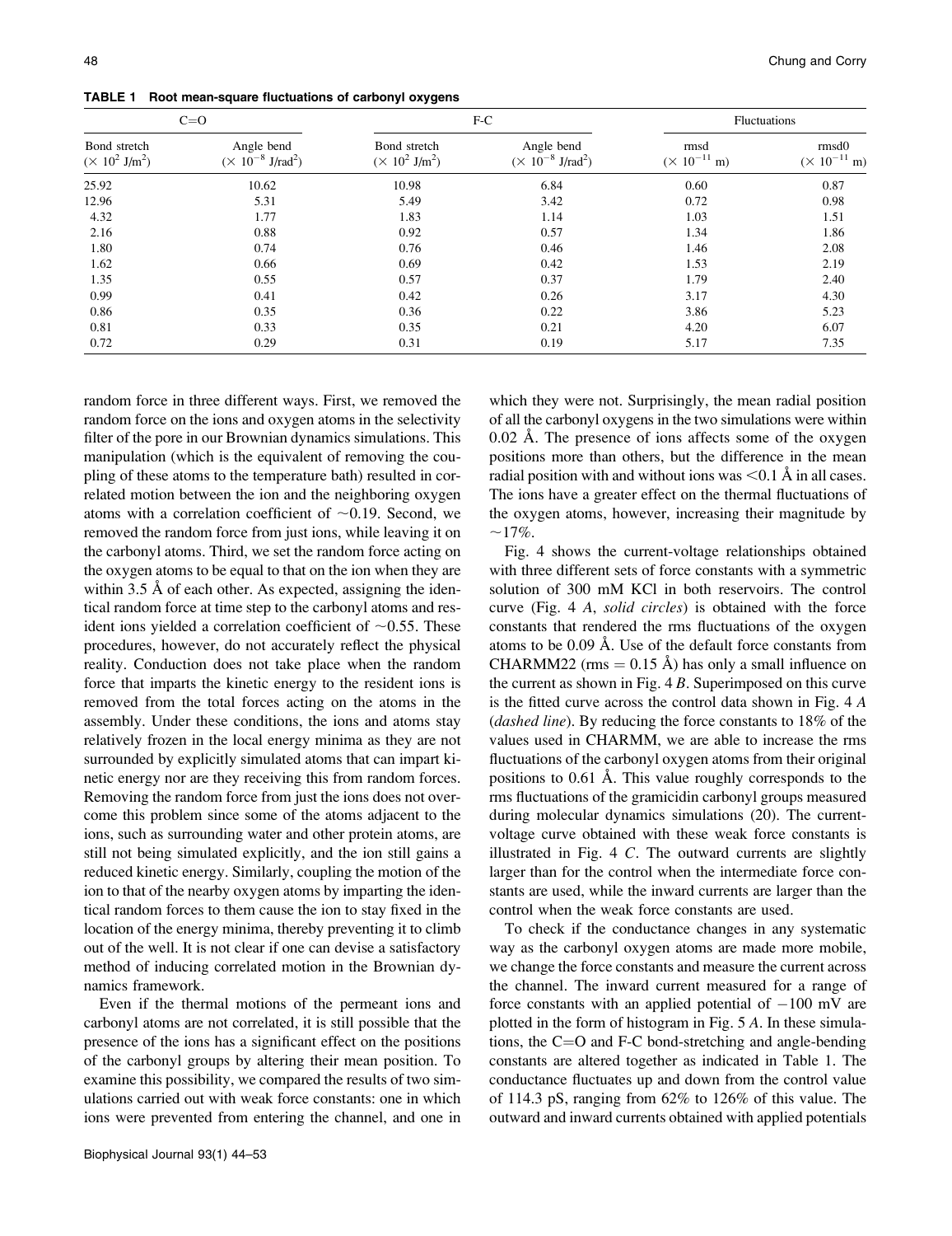TABLE 1 Root mean-square fluctuations of carbonyl oxygens

| C=O | | F-C | | Fluctuations | |
|---|---|---|---|---|---|
| Bond stretch ($\times 10^2$ J/m$^2$) | Angle bend ($\times 10^{-8}$ J/rad$^2$) | Bond stretch ($\times 10^2$ J/m$^2$) | Angle bend ($\times 10^{-8}$ J/rad$^2$) | rmsd ($\times 10^{-11}$ m) | rmsd0 ($\times 10^{-11}$ m) |
| 25.92 | 10.62 | 10.98 | 6.84 | 0.60 | 0.87 |
| 12.96 | 5.31 | 5.49 | 3.42 | 0.72 | 0.98 |
| 4.32 | 1.77 | 1.83 | 1.14 | 1.03 | 1.51 |
| 2.16 | 0.88 | 0.92 | 0.57 | 1.34 | 1.86 |
| 1.80 | 0.74 | 0.76 | 0.46 | 1.46 | 2.08 |
| 1.62 | 0.66 | 0.69 | 0.42 | 1.53 | 2.19 |
| 1.35 | 0.55 | 0.57 | 0.37 | 1.79 | 2.40 |
| 0.99 | 0.41 | 0.42 | 0.26 | 3.17 | 4.30 |
| 0.86 | 0.35 | 0.36 | 0.22 | 3.86 | 5.23 |
| 0.81 | 0.33 | 0.35 | 0.21 | 4.20 | 6.07 |
| 0.72 | 0.29 | 0.31 | 0.19 | 5.17 | 7.35 |

random force in three different ways. First, we removed the random force on the ions and oxygen atoms in the selectivity filter of the pore in our Brownian dynamics simulations. This manipulation (which is the equivalent of removing the coupling of these atoms to the temperature bath) resulted in correlated motion between the ion and the neighboring oxygen atoms with a correlation coefficient of ~0.19. Second, we removed the random force from just ions, while leaving it on the carbonyl atoms. Third, we set the random force acting on the oxygen atoms to be equal to that on the ion when they are within 3.5 Å of each other. As expected, assigning the identical random force at time step to the carbonyl atoms and resident ions yielded a correlation coefficient of ~0.55. These procedures, however, do not accurately reflect the physical reality. Conduction does not take place when the random force that imparts the kinetic energy to the resident ions is removed from the total forces acting on the atoms in the assembly. Under these conditions, the ions and atoms stay relatively frozen in the local energy minima as they are not surrounded by explicitly simulated atoms that can impart kinetic energy nor are they receiving this from random forces. Removing the random force from just the ions does not overcome this problem since some of the atoms adjacent to the ions, such as surrounding water and other protein atoms, are still not being simulated explicitly, and the ion still gains a reduced kinetic energy. Similarly, coupling the motion of the ion to that of the nearby oxygen atoms by imparting the identical random forces to them cause the ion to stay fixed in the location of the energy minima, thereby preventing it to climb out of the well. It is not clear if one can devise a satisfactory method of inducing correlated motion in the Brownian dynamics framework.

Even if the thermal motions of the permeant ions and carbonyl atoms are not correlated, it is still possible that the presence of the ions has a significant effect on the positions of the carbonyl groups by altering their mean position. To examine this possibility, we compared the results of two simulations carried out with weak force constants: one in which ions were prevented from entering the channel, and one in which they were not. Surprisingly, the mean radial position of all the carbonyl oxygens in the two simulations were within 0.02 Å. The presence of ions affects some of the oxygen positions more than others, but the difference in the mean radial position with and without ions was <0.1 Å in all cases. The ions have a greater effect on the thermal fluctuations of the oxygen atoms, however, increasing their magnitude by ~17%.

Fig. 4 shows the current-voltage relationships obtained with three different sets of force constants with a symmetric solution of 300 mM KCl in both reservoirs. The control curve (Fig. 4 *A*, *solid circles*) is obtained with the force constants that rendered the rms fluctuations of the oxygen atoms to be 0.09 Å. Use of the default force constants from CHARMM22 (rms = 0.15 Å) has only a small influence on the current as shown in Fig. 4 *B*. Superimposed on this curve is the fitted curve across the control data shown in Fig. 4 *A* (*dashed line*). By reducing the force constants to 18% of the values used in CHARMM, we are able to increase the rms fluctuations of the carbonyl oxygen atoms from their original positions to 0.61 Å. This value roughly corresponds to the rms fluctuations of the gramicidin carbonyl groups measured during molecular dynamics simulations (20). The current-voltage curve obtained with these weak force constants is illustrated in Fig. 4 *C*. The outward currents are slightly larger than for the control when the intermediate force constants are used, while the inward currents are larger than the control when the weak force constants are used.

To check if the conductance changes in any systematic way as the carbonyl oxygen atoms are made more mobile, we change the force constants and measure the current across the channel. The inward current measured for a range of force constants with an applied potential of −100 mV are plotted in the form of histogram in Fig. 5 *A*. In these simulations, the C=O and F-C bond-stretching and angle-bending constants are altered together as indicated in Table 1. The conductance fluctuates up and down from the control value of 114.3 pS, ranging from 62% to 126% of this value. The outward and inward currents obtained with applied potentials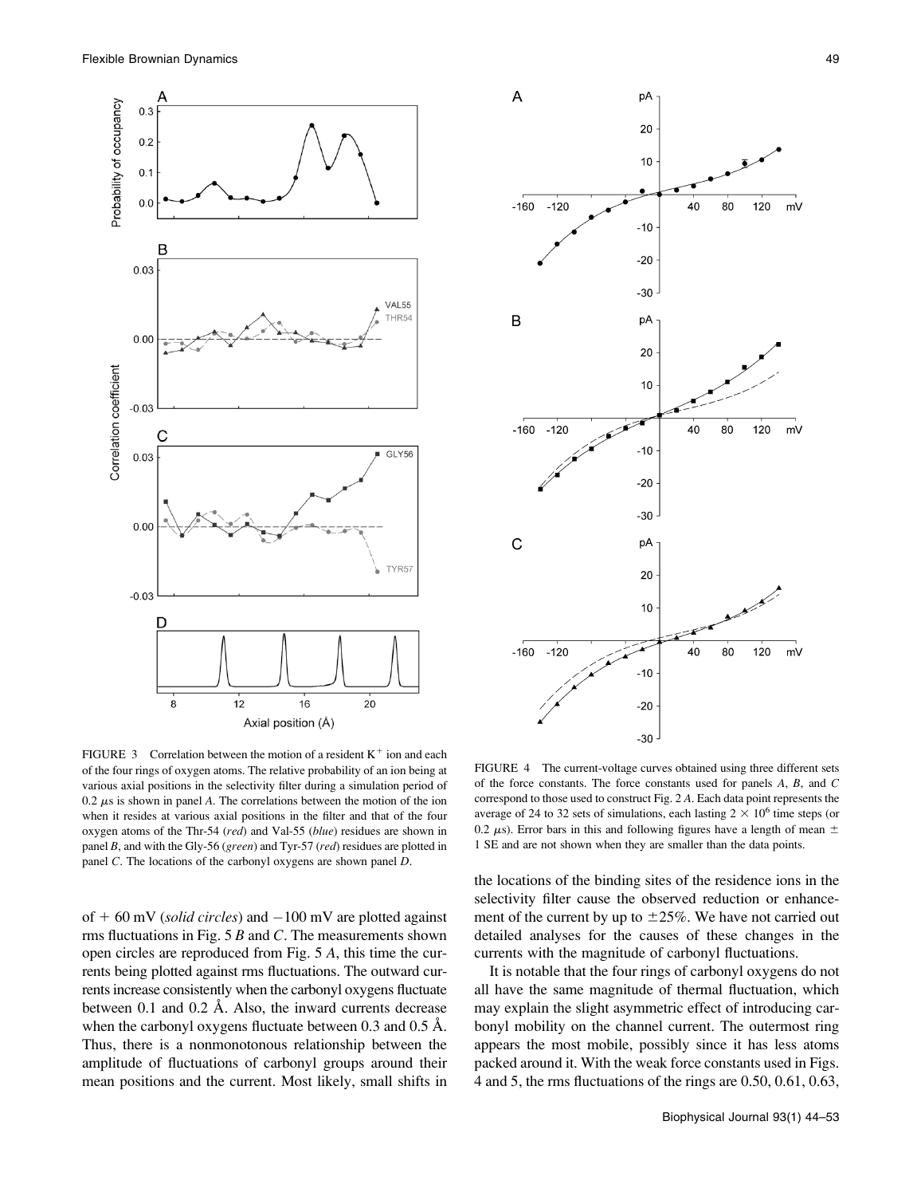FIGURE 3 Correlation between the motion of a resident $K^+$ ion and each of the four rings of oxygen atoms. The relative probability of an ion being at various axial positions in the selectivity filter during a simulation period of 0.2 $\mu$s is shown in panel *A*. The correlations between the motion of the ion when it resides at various axial positions in the filter and that of the four oxygen atoms of the Thr-54 (*red*) and Val-55 (*blue*) residues are shown in panel *B*, and with the Gly-56 (*green*) and Tyr-57 (*red*) residues are plotted in panel *C*. The locations of the carbonyl oxygens are shown panel *D*.

FIGURE 4 The current-voltage curves obtained using three different sets of the force constants. The force constants used for panels *A*, *B*, and *C* correspond to those used to construct Fig. 2 *A*. Each data point represents the average of 24 to 32 sets of simulations, each lasting $2 \times 10^6$ time steps (or 0.2 $\mu$s). Error bars in this and following figures have a length of mean $\pm$ 1 SE and are not shown when they are smaller than the data points.

of + 60 mV (*solid circles*) and −100 mV are plotted against rms fluctuations in Fig. 5 *B* and *C*. The measurements shown open circles are reproduced from Fig. 5 *A*, this time the currents being plotted against rms fluctuations. The outward currents increase consistently when the carbonyl oxygens fluctuate between 0.1 and 0.2 Å. Also, the inward currents decrease when the carbonyl oxygens fluctuate between 0.3 and 0.5 Å. Thus, there is a nonmonotonous relationship between the amplitude of fluctuations of carbonyl groups around their mean positions and the current. Most likely, small shifts in the locations of the binding sites of the residence ions in the selectivity filter cause the observed reduction or enhancement of the current by up to $\pm$25%. We have not carried out detailed analyses for the causes of these changes in the currents with the magnitude of carbonyl fluctuations.

It is notable that the four rings of carbonyl oxygens do not all have the same magnitude of thermal fluctuation, which may explain the slight asymmetric effect of introducing carbonyl mobility on the channel current. The outermost ring appears the most mobile, possibly since it has less atoms packed around it. With the weak force constants used in Figs. 4 and 5, the rms fluctuations of the rings are 0.50, 0.61, 0.63,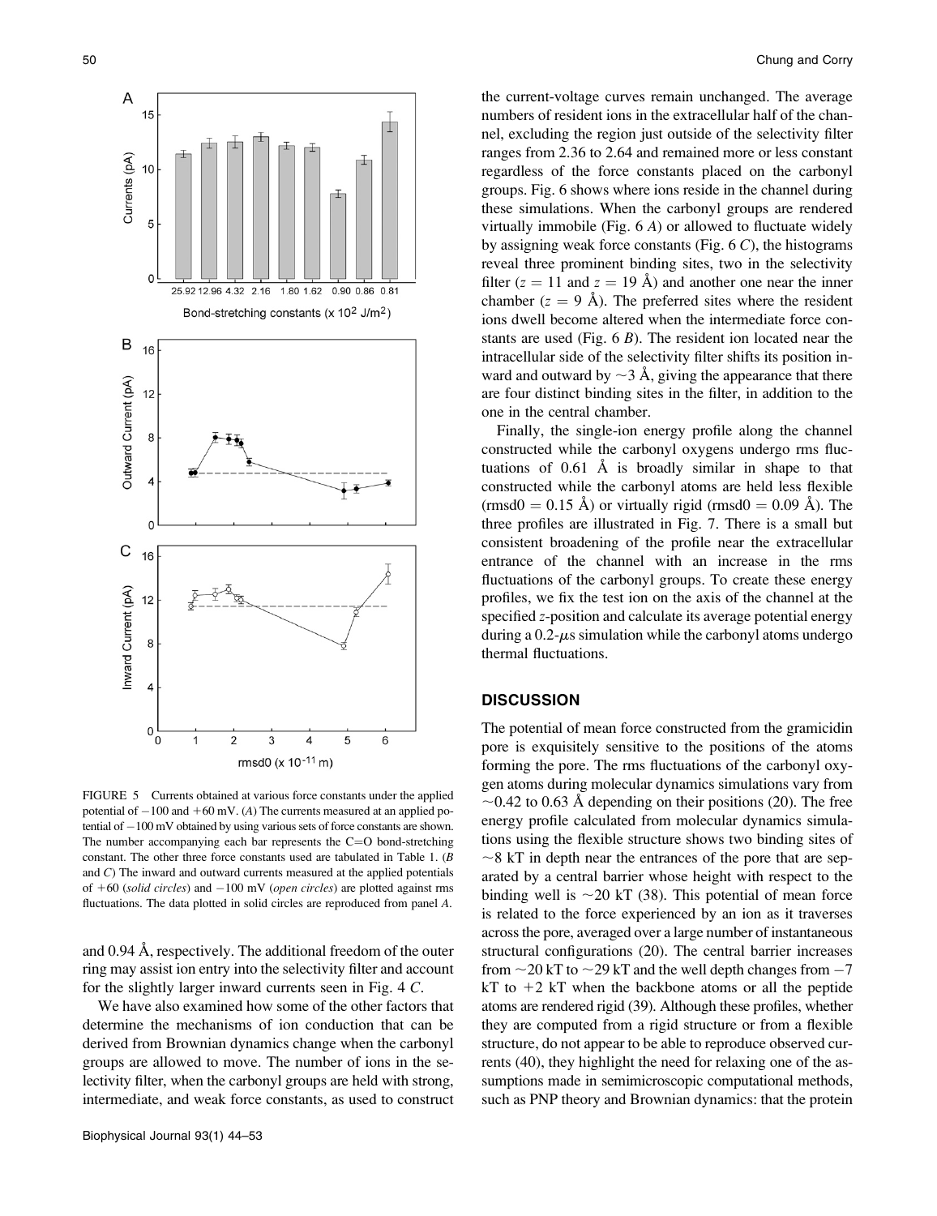FIGURE 5 Currents obtained at various force constants under the applied potential of −100 and +60 mV. (*A*) The currents measured at an applied potential of −100 mV obtained by using various sets of force constants are shown. The number accompanying each bar represents the C=O bond-stretching constant. The other three force constants used are tabulated in Table 1. (*B* and *C*) The inward and outward currents measured at the applied potentials of +60 (*solid circles*) and −100 mV (*open circles*) are plotted against rms fluctuations. The data plotted in solid circles are reproduced from panel *A*.

and 0.94 Å, respectively. The additional freedom of the outer ring may assist ion entry into the selectivity filter and account for the slightly larger inward currents seen in Fig. 4 *C*.

We have also examined how some of the other factors that determine the mechanisms of ion conduction that can be derived from Brownian dynamics change when the carbonyl groups are allowed to move. The number of ions in the selectivity filter, when the carbonyl groups are held with strong, intermediate, and weak force constants, as used to construct the current-voltage curves remain unchanged. The average numbers of resident ions in the extracellular half of the channel, excluding the region just outside of the selectivity filter ranges from 2.36 to 2.64 and remained more or less constant regardless of the force constants placed on the carbonyl groups. Fig. 6 shows where ions reside in the channel during these simulations. When the carbonyl groups are rendered virtually immobile (Fig. 6 *A*) or allowed to fluctuate widely by assigning weak force constants (Fig. 6 *C*), the histograms reveal three prominent binding sites, two in the selectivity filter ($z = 11$ and $z = 19$ Å) and another one near the inner chamber ($z = 9$ Å). The preferred sites where the resident ions dwell become altered when the intermediate force constants are used (Fig. 6 *B*). The resident ion located near the intracellular side of the selectivity filter shifts its position inward and outward by ~3 Å, giving the appearance that there are four distinct binding sites in the filter, in addition to the one in the central chamber.

Finally, the single-ion energy profile along the channel constructed while the carbonyl oxygens undergo rms fluctuations of 0.61 Å is broadly similar in shape to that constructed while the carbonyl atoms are held less flexible (rmsd0 = 0.15 Å) or virtually rigid (rmsd0 = 0.09 Å). The three profiles are illustrated in Fig. 7. There is a small but consistent broadening of the profile near the extracellular entrance of the channel with an increase in the rms fluctuations of the carbonyl groups. To create these energy profiles, we fix the test ion on the axis of the channel at the specified *z*-position and calculate its average potential energy during a 0.2-$\mu$s simulation while the carbonyl atoms undergo thermal fluctuations.

## DISCUSSION

The potential of mean force constructed from the gramicidin pore is exquisitely sensitive to the positions of the atoms forming the pore. The rms fluctuations of the carbonyl oxygen atoms during molecular dynamics simulations vary from ~0.42 to 0.63 Å depending on their positions (20). The free energy profile calculated from molecular dynamics simulations using the flexible structure shows two binding sites of ~8 kT in depth near the entrances of the pore that are separated by a central barrier whose height with respect to the binding well is ~20 kT (38). This potential of mean force is related to the force experienced by an ion as it traverses across the pore, averaged over a large number of instantaneous structural configurations (20). The central barrier increases from ~20 kT to ~29 kT and the well depth changes from −7 kT to +2 kT when the backbone atoms or all the peptide atoms are rendered rigid (39). Although these profiles, whether they are computed from a rigid structure or from a flexible structure, do not appear to be able to reproduce observed currents (40), they highlight the need for relaxing one of the assumptions made in semimicroscopic computational methods, such as PNP theory and Brownian dynamics: that the protein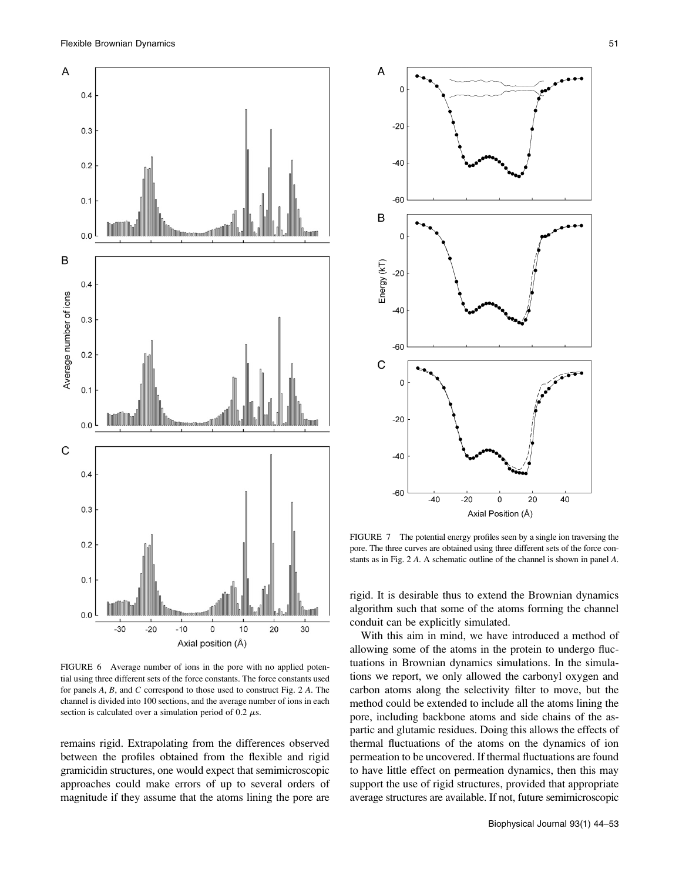FIGURE 6 Average number of ions in the pore with no applied potential using three different sets of the force constants. The force constants used for panels *A*, *B*, and *C* correspond to those used to construct Fig. 2 *A*. The channel is divided into 100 sections, and the average number of ions in each section is calculated over a simulation period of 0.2 $\mu$s.

FIGURE 7 The potential energy profiles seen by a single ion traversing the pore. The three curves are obtained using three different sets of the force constants as in Fig. 2 *A*. A schematic outline of the channel is shown in panel *A*.

remains rigid. Extrapolating from the differences observed between the profiles obtained from the flexible and rigid gramicidin structures, one would expect that semimicroscopic approaches could make errors of up to several orders of magnitude if they assume that the atoms lining the pore are rigid. It is desirable thus to extend the Brownian dynamics algorithm such that some of the atoms forming the channel conduit can be explicitly simulated.

With this aim in mind, we have introduced a method of allowing some of the atoms in the protein to undergo fluctuations in Brownian dynamics simulations. In the simulations we report, we only allowed the carbonyl oxygen and carbon atoms along the selectivity filter to move, but the method could be extended to include all the atoms lining the pore, including backbone atoms and side chains of the aspartic and glutamic residues. Doing this allows the effects of thermal fluctuations of the atoms on the dynamics of ion permeation to be uncovered. If thermal fluctuations are found to have little effect on permeation dynamics, then this may support the use of rigid structures, provided that appropriate average structures are available. If not, future semimicroscopic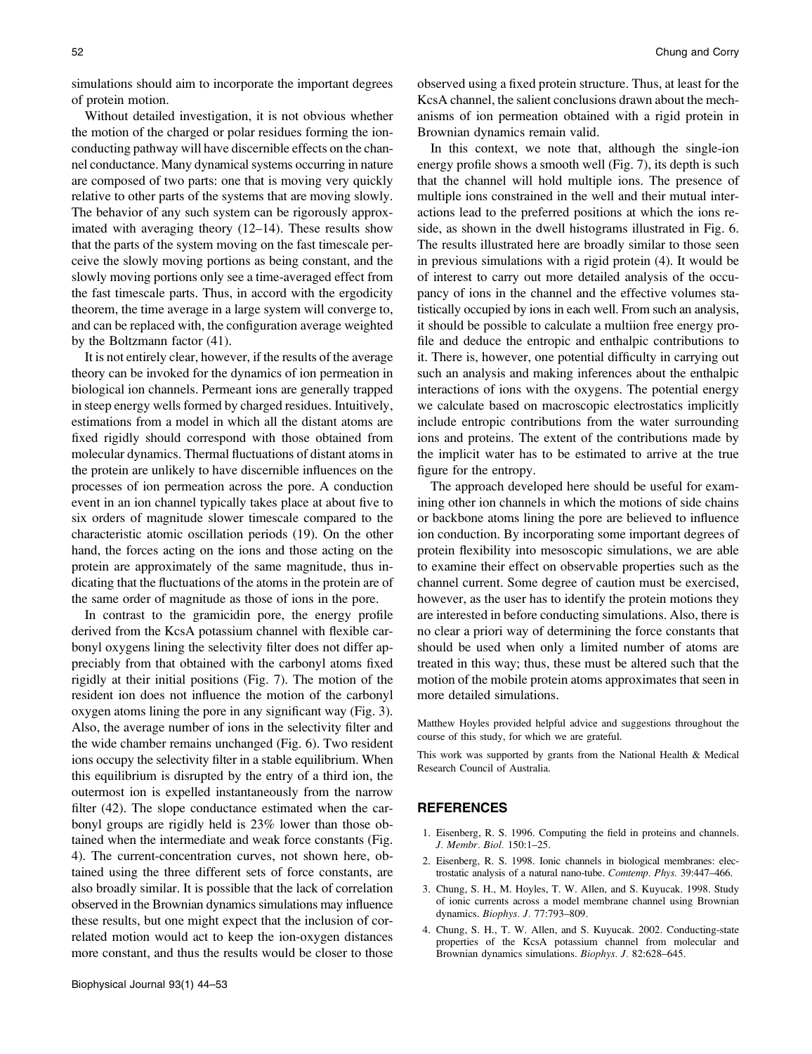simulations should aim to incorporate the important degrees of protein motion.

Without detailed investigation, it is not obvious whether the motion of the charged or polar residues forming the ion-conducting pathway will have discernible effects on the channel conductance. Many dynamical systems occurring in nature are composed of two parts: one that is moving very quickly relative to other parts of the systems that are moving slowly. The behavior of any such system can be rigorously approximated with averaging theory (12–14). These results show that the parts of the system moving on the fast timescale perceive the slowly moving portions as being constant, and the slowly moving portions only see a time-averaged effect from the fast timescale parts. Thus, in accord with the ergodicity theorem, the time average in a large system will converge to, and can be replaced with, the configuration average weighted by the Boltzmann factor (41).

It is not entirely clear, however, if the results of the average theory can be invoked for the dynamics of ion permeation in biological ion channels. Permeant ions are generally trapped in steep energy wells formed by charged residues. Intuitively, estimations from a model in which all the distant atoms are fixed rigidly should correspond with those obtained from molecular dynamics. Thermal fluctuations of distant atoms in the protein are unlikely to have discernible influences on the processes of ion permeation across the pore. A conduction event in an ion channel typically takes place at about five to six orders of magnitude slower timescale compared to the characteristic atomic oscillation periods (19). On the other hand, the forces acting on the ions and those acting on the protein are approximately of the same magnitude, thus indicating that the fluctuations of the atoms in the protein are of the same order of magnitude as those of ions in the pore.

In contrast to the gramicidin pore, the energy profile derived from the KcsA potassium channel with flexible carbonyl oxygens lining the selectivity filter does not differ appreciably from that obtained with the carbonyl atoms fixed rigidly at their initial positions (Fig. 7). The motion of the resident ion does not influence the motion of the carbonyl oxygen atoms lining the pore in any significant way (Fig. 3). Also, the average number of ions in the selectivity filter and the wide chamber remains unchanged (Fig. 6). Two resident ions occupy the selectivity filter in a stable equilibrium. When this equilibrium is disrupted by the entry of a third ion, the outermost ion is expelled instantaneously from the narrow filter (42). The slope conductance estimated when the carbonyl groups are rigidly held is 23% lower than those obtained when the intermediate and weak force constants (Fig. 4). The current-concentration curves, not shown here, obtained using the three different sets of force constants, are also broadly similar. It is possible that the lack of correlation observed in the Brownian dynamics simulations may influence these results, but one might expect that the inclusion of correlated motion would act to keep the ion-oxygen distances more constant, and thus the results would be closer to those observed using a fixed protein structure. Thus, at least for the KcsA channel, the salient conclusions drawn about the mechanisms of ion permeation obtained with a rigid protein in Brownian dynamics remain valid.

In this context, we note that, although the single-ion energy profile shows a smooth well (Fig. 7), its depth is such that the channel will hold multiple ions. The presence of multiple ions constrained in the well and their mutual interactions lead to the preferred positions at which the ions reside, as shown in the dwell histograms illustrated in Fig. 6. The results illustrated here are broadly similar to those seen in previous simulations with a rigid protein (4). It would be of interest to carry out more detailed analysis of the occupancy of ions in the channel and the effective volumes statistically occupied by ions in each well. From such an analysis, it should be possible to calculate a multiion free energy profile and deduce the entropic and enthalpic contributions to it. There is, however, one potential difficulty in carrying out such an analysis and making inferences about the enthalpic interactions of ions with the oxygens. The potential energy we calculate based on macroscopic electrostatics implicitly include entropic contributions from the water surrounding ions and proteins. The extent of the contributions made by the implicit water has to be estimated to arrive at the true figure for the entropy.

The approach developed here should be useful for examining other ion channels in which the motions of side chains or backbone atoms lining the pore are believed to influence ion conduction. By incorporating some important degrees of protein flexibility into mesoscopic simulations, we are able to examine their effect on observable properties such as the channel current. Some degree of caution must be exercised, however, as the user has to identify the protein motions they are interested in before conducting simulations. Also, there is no clear a priori way of determining the force constants that should be used when only a limited number of atoms are treated in this way; thus, these must be altered such that the motion of the mobile protein atoms approximates that seen in more detailed simulations.

Matthew Hoyles provided helpful advice and suggestions throughout the course of this study, for which we are grateful.

This work was supported by grants from the National Health & Medical Research Council of Australia.

## REFERENCES

1. Eisenberg, R. S. 1996. Computing the field in proteins and channels. *J. Membr. Biol.* 150:1–25.
2. Eisenberg, R. S. 1998. Ionic channels in biological membranes: electrostatic analysis of a natural nano-tube. *Comtemp. Phys.* 39:447–466.
3. Chung, S. H., M. Hoyles, T. W. Allen, and S. Kuyucak. 1998. Study of ionic currents across a model membrane channel using Brownian dynamics. *Biophys. J.* 77:793–809.
4. Chung, S. H., T. W. Allen, and S. Kuyucak. 2002. Conducting-state properties of the KcsA potassium channel from molecular and Brownian dynamics simulations. *Biophys. J.* 82:628–645.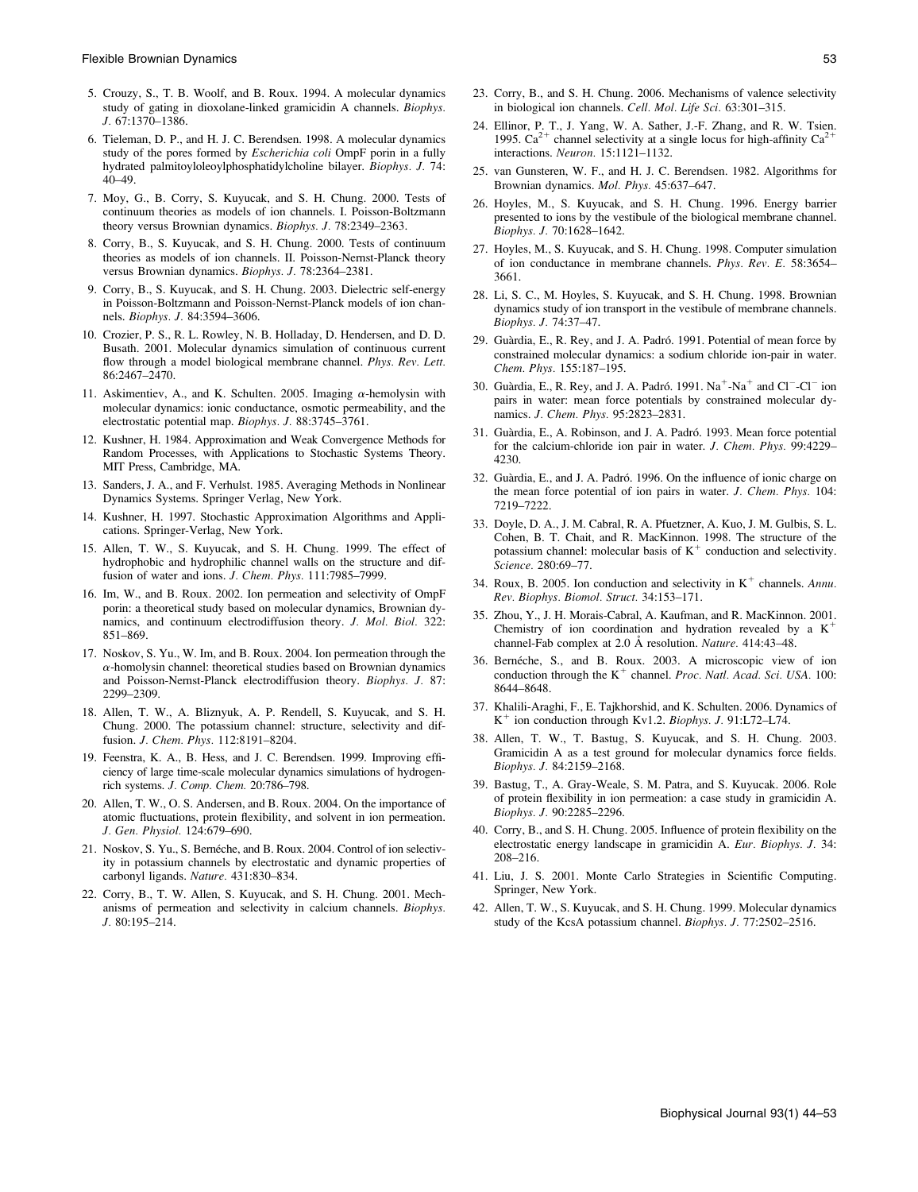5. Crouzy, S., T. B. Woolf, and B. Roux. 1994. A molecular dynamics study of gating in dioxolane-linked gramicidin A channels. *Biophys. J.* 67:1370–1386.

6. Tieleman, D. P., and H. J. C. Berendsen. 1998. A molecular dynamics study of the pores formed by *Escherichia coli* OmpF porin in a fully hydrated palmitoyloleoylphosphatidylcholine bilayer. *Biophys. J.* 74: 40–49.

7. Moy, G., B. Corry, S. Kuyucak, and S. H. Chung. 2000. Tests of continuum theories as models of ion channels. I. Poisson-Boltzmann theory versus Brownian dynamics. *Biophys. J.* 78:2349–2363.

8. Corry, B., S. Kuyucak, and S. H. Chung. 2000. Tests of continuum theories as models of ion channels. II. Poisson-Nernst-Planck theory versus Brownian dynamics. *Biophys. J.* 78:2364–2381.

9. Corry, B., S. Kuyucak, and S. H. Chung. 2003. Dielectric self-energy in Poisson-Boltzmann and Poisson-Nernst-Planck models of ion channels. *Biophys. J.* 84:3594–3606.

10. Crozier, P. S., R. L. Rowley, N. B. Holladay, D. Hendersen, and D. D. Busath. 2001. Molecular dynamics simulation of continuous current flow through a model biological membrane channel. *Phys. Rev. Lett.* 86:2467–2470.

11. Askimentiev, A., and K. Schulten. 2005. Imaging $\alpha$-hemolysin with molecular dynamics: ionic conductance, osmotic permeability, and the electrostatic potential map. *Biophys. J.* 88:3745–3761.

12. Kushner, H. 1984. Approximation and Weak Convergence Methods for Random Processes, with Applications to Stochastic Systems Theory. MIT Press, Cambridge, MA.

13. Sanders, J. A., and F. Verhulst. 1985. Averaging Methods in Nonlinear Dynamics Systems. Springer Verlag, New York.

14. Kushner, H. 1997. Stochastic Approximation Algorithms and Applications. Springer-Verlag, New York.

15. Allen, T. W., S. Kuyucak, and S. H. Chung. 1999. The effect of hydrophobic and hydrophilic channel walls on the structure and diffusion of water and ions. *J. Chem. Phys.* 111:7985–7999.

16. Im, W., and B. Roux. 2002. Ion permeation and selectivity of OmpF porin: a theoretical study based on molecular dynamics, Brownian dynamics, and continuum electrodiffusion theory. *J. Mol. Biol.* 322: 851–869.

17. Noskov, S. Yu., W. Im, and B. Roux. 2004. Ion permeation through the $\alpha$-homolysin channel: theoretical studies based on Brownian dynamics and Poisson-Nernst-Planck electrodiffusion theory. *Biophys. J.* 87: 2299–2309.

18. Allen, T. W., A. Bliznyuk, A. P. Rendell, S. Kuyucak, and S. H. Chung. 2000. The potassium channel: structure, selectivity and diffusion. *J. Chem. Phys.* 112:8191–8204.

19. Feenstra, K. A., B. Hess, and J. C. Berendsen. 1999. Improving efficiency of large time-scale molecular dynamics simulations of hydrogen-rich systems. *J. Comp. Chem.* 20:786–798.

20. Allen, T. W., O. S. Andersen, and B. Roux. 2004. On the importance of atomic fluctuations, protein flexibility, and solvent in ion permeation. *J. Gen. Physiol.* 124:679–690.

21. Noskov, S. Yu., S. Bernéche, and B. Roux. 2004. Control of ion selectivity in potassium channels by electrostatic and dynamic properties of carbonyl ligands. *Nature.* 431:830–834.

22. Corry, B., T. W. Allen, S. Kuyucak, and S. H. Chung. 2001. Mechanisms of permeation and selectivity in calcium channels. *Biophys. J.* 80:195–214.

23. Corry, B., and S. H. Chung. 2006. Mechanisms of valence selectivity in biological ion channels. *Cell. Mol. Life Sci.* 63:301–315.

24. Ellinor, P. T., J. Yang, W. A. Sather, J.-F. Zhang, and R. W. Tsien. 1995. $Ca^{2+}$ channel selectivity at a single locus for high-affinity $Ca^{2+}$ interactions. *Neuron.* 15:1121–1132.

25. van Gunsteren, W. F., and H. J. C. Berendsen. 1982. Algorithms for Brownian dynamics. *Mol. Phys.* 45:637–647.

26. Hoyles, M., S. Kuyucak, and S. H. Chung. 1996. Energy barrier presented to ions by the vestibule of the biological membrane channel. *Biophys. J.* 70:1628–1642.

27. Hoyles, M., S. Kuyucak, and S. H. Chung. 1998. Computer simulation of ion conductance in membrane channels. *Phys. Rev. E.* 58:3654–3661.

28. Li, S. C., M. Hoyles, S. Kuyucak, and S. H. Chung. 1998. Brownian dynamics study of ion transport in the vestibule of membrane channels. *Biophys. J.* 74:37–47.

29. Guàrdia, E., R. Rey, and J. A. Padró. 1991. Potential of mean force by constrained molecular dynamics: a sodium chloride ion-pair in water. *Chem. Phys.* 155:187–195.

30. Guàrdia, E., R. Rey, and J. A. Padró. 1991. $Na^{+}$-$Na^{+}$ and $Cl^{-}$-$Cl^{-}$ ion pairs in water: mean force potentials by constrained molecular dynamics. *J. Chem. Phys.* 95:2823–2831.

31. Guàrdia, E., A. Robinson, and J. A. Padró. 1993. Mean force potential for the calcium-chloride ion pair in water. *J. Chem. Phys.* 99:4229–4230.

32. Guàrdia, E., and J. A. Padró. 1996. On the influence of ionic charge on the mean force potential of ion pairs in water. *J. Chem. Phys.* 104: 7219–7222.

33. Doyle, D. A., J. M. Cabral, R. A. Pfuetzner, A. Kuo, J. M. Gulbis, S. L. Cohen, B. T. Chait, and R. MacKinnon. 1998. The structure of the potassium channel: molecular basis of $K^{+}$ conduction and selectivity. *Science.* 280:69–77.

34. Roux, B. 2005. Ion conduction and selectivity in $K^{+}$ channels. *Annu. Rev. Biophys. Biomol. Struct.* 34:153–171.

35. Zhou, Y., J. H. Morais-Cabral, A. Kaufman, and R. MacKinnon. 2001. Chemistry of ion coordination and hydration revealed by a $K^{+}$ channel-Fab complex at 2.0 Å resolution. *Nature.* 414:43–48.

36. Bernéche, S., and B. Roux. 2003. A microscopic view of ion conduction through the $K^{+}$ channel. *Proc. Natl. Acad. Sci. USA.* 100: 8644–8648.

37. Khalili-Araghi, F., E. Tajkhorshid, and K. Schulten. 2006. Dynamics of $K^{+}$ ion conduction through Kv1.2. *Biophys. J.* 91:L72–L74.

38. Allen, T. W., T. Bastug, S. Kuyucak, and S. H. Chung. 2003. Gramicidin A as a test ground for molecular dynamics force fields. *Biophys. J.* 84:2159–2168.

39. Bastug, T., A. Gray-Weale, S. M. Patra, and S. Kuyucak. 2006. Role of protein flexibility in ion permeation: a case study in gramicidin A. *Biophys. J.* 90:2285–2296.

40. Corry, B., and S. H. Chung. 2005. Influence of protein flexibility on the electrostatic energy landscape in gramicidin A. *Eur. Biophys. J.* 34: 208–216.

41. Liu, J. S. 2001. Monte Carlo Strategies in Scientific Computing. Springer, New York.

42. Allen, T. W., S. Kuyucak, and S. H. Chung. 1999. Molecular dynamics study of the KcsA potassium channel. *Biophys. J.* 77:2502–2516.